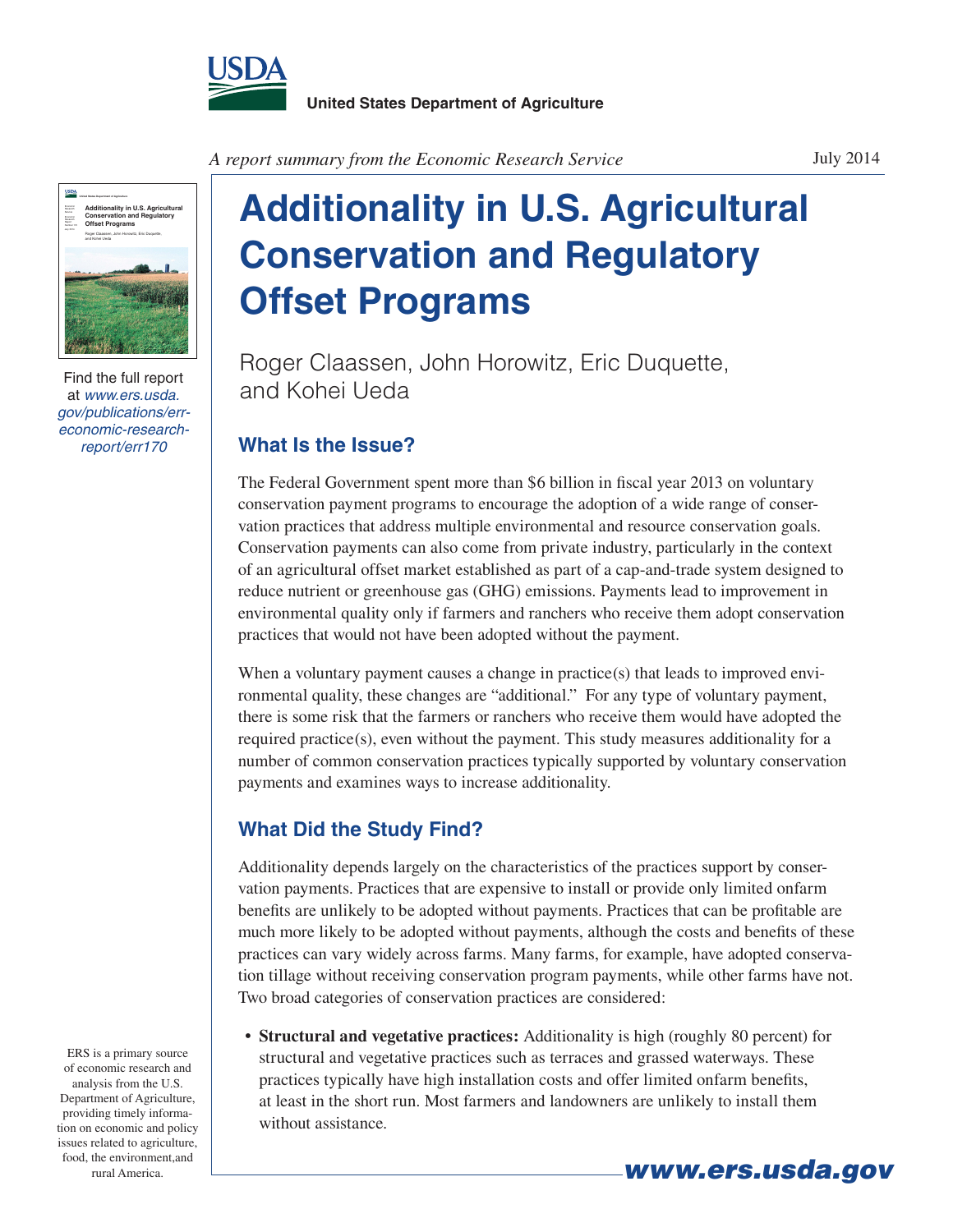United States Department of Agriculture

*A report summary from the Economic Research Service*

July 2014

Find the full report at *www.ers.usda.gov/publications/err-economic-research-report/err170*

# Additionality in U.S. Agricultural Conservation and Regulatory Offset Programs

Roger Claassen, John Horowitz, Eric Duquette, and Kohei Ueda

## What Is the Issue?

The Federal Government spent more than $6 billion in fiscal year 2013 on voluntary conservation payment programs to encourage the adoption of a wide range of conservation practices that address multiple environmental and resource conservation goals. Conservation payments can also come from private industry, particularly in the context of an agricultural offset market established as part of a cap-and-trade system designed to reduce nutrient or greenhouse gas (GHG) emissions. Payments lead to improvement in environmental quality only if farmers and ranchers who receive them adopt conservation practices that would not have been adopted without the payment.

When a voluntary payment causes a change in practice(s) that leads to improved environmental quality, these changes are "additional." For any type of voluntary payment, there is some risk that the farmers or ranchers who receive them would have adopted the required practice(s), even without the payment. This study measures additionality for a number of common conservation practices typically supported by voluntary conservation payments and examines ways to increase additionality.

## What Did the Study Find?

Additionality depends largely on the characteristics of the practices support by conservation payments. Practices that are expensive to install or provide only limited onfarm benefits are unlikely to be adopted without payments. Practices that can be profitable are much more likely to be adopted without payments, although the costs and benefits of these practices can vary widely across farms. Many farms, for example, have adopted conservation tillage without receiving conservation program payments, while other farms have not. Two broad categories of conservation practices are considered:

- **Structural and vegetative practices:** Additionality is high (roughly 80 percent) for structural and vegetative practices such as terraces and grassed waterways. These practices typically have high installation costs and offer limited onfarm benefits, at least in the short run. Most farmers and landowners are unlikely to install them without assistance.

ERS is a primary source of economic research and analysis from the U.S. Department of Agriculture, providing timely information on economic and policy issues related to agriculture, food, the environment,and rural America.

www.ers.usda.gov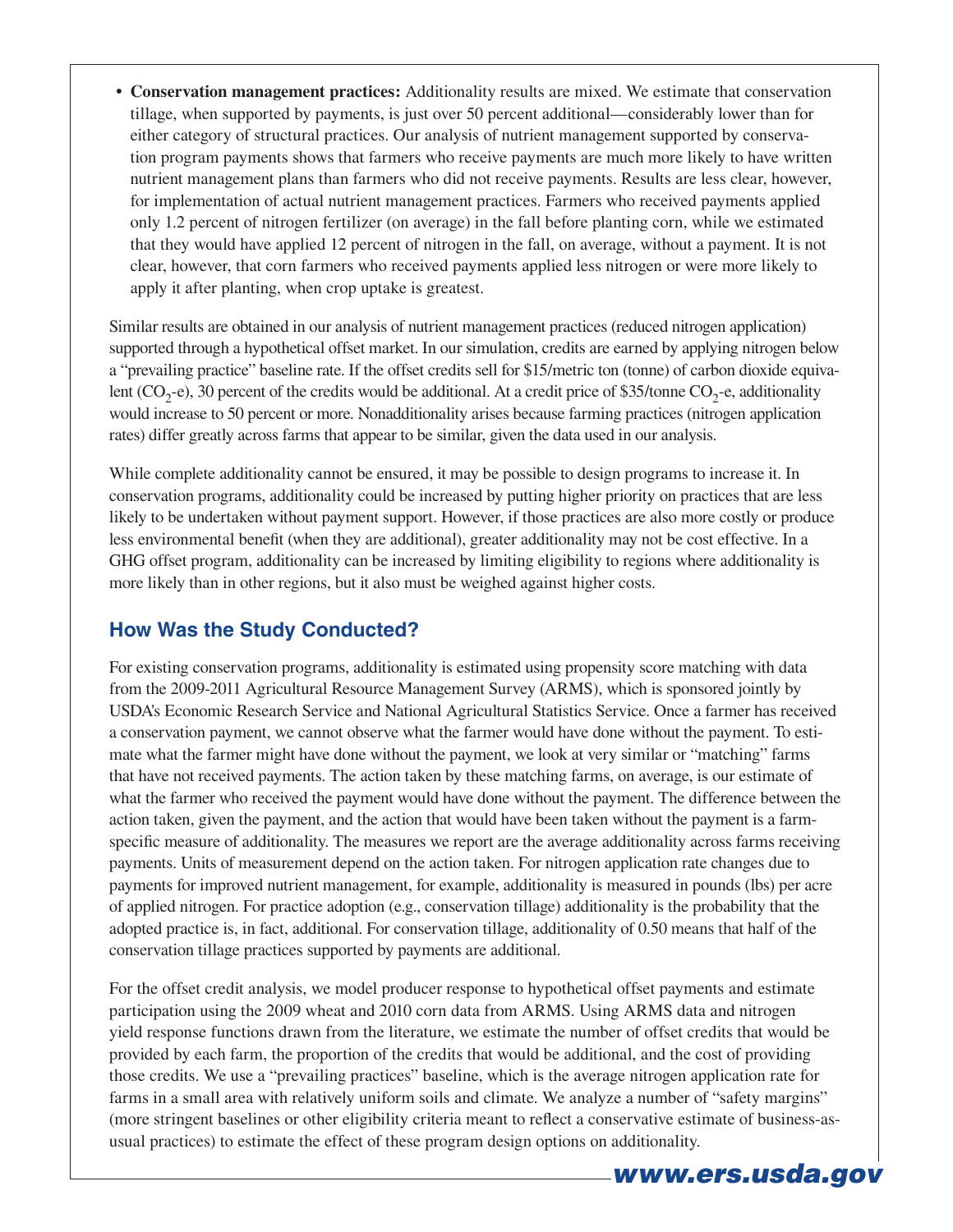- **Conservation management practices:** Additionality results are mixed. We estimate that conservation tillage, when supported by payments, is just over 50 percent additional—considerably lower than for either category of structural practices. Our analysis of nutrient management supported by conservation program payments shows that farmers who receive payments are much more likely to have written nutrient management plans than farmers who did not receive payments. Results are less clear, however, for implementation of actual nutrient management practices. Farmers who received payments applied only 1.2 percent of nitrogen fertilizer (on average) in the fall before planting corn, while we estimated that they would have applied 12 percent of nitrogen in the fall, on average, without a payment. It is not clear, however, that corn farmers who received payments applied less nitrogen or were more likely to apply it after planting, when crop uptake is greatest.

Similar results are obtained in our analysis of nutrient management practices (reduced nitrogen application) supported through a hypothetical offset market. In our simulation, credits are earned by applying nitrogen below a "prevailing practice" baseline rate. If the offset credits sell for $15/metric ton (tonne) of carbon dioxide equivalent ($CO_2$-e), 30 percent of the credits would be additional. At a credit price of $35/tonne $CO_2$-e, additionality would increase to 50 percent or more. Nonadditionality arises because farming practices (nitrogen application rates) differ greatly across farms that appear to be similar, given the data used in our analysis.

While complete additionality cannot be ensured, it may be possible to design programs to increase it. In conservation programs, additionality could be increased by putting higher priority on practices that are less likely to be undertaken without payment support. However, if those practices are also more costly or produce less environmental benefit (when they are additional), greater additionality may not be cost effective. In a GHG offset program, additionality can be increased by limiting eligibility to regions where additionality is more likely than in other regions, but it also must be weighed against higher costs.

## How Was the Study Conducted?

For existing conservation programs, additionality is estimated using propensity score matching with data from the 2009-2011 Agricultural Resource Management Survey (ARMS), which is sponsored jointly by USDA's Economic Research Service and National Agricultural Statistics Service. Once a farmer has received a conservation payment, we cannot observe what the farmer would have done without the payment. To estimate what the farmer might have done without the payment, we look at very similar or "matching" farms that have not received payments. The action taken by these matching farms, on average, is our estimate of what the farmer who received the payment would have done without the payment. The difference between the action taken, given the payment, and the action that would have been taken without the payment is a farm-specific measure of additionality. The measures we report are the average additionality across farms receiving payments. Units of measurement depend on the action taken. For nitrogen application rate changes due to payments for improved nutrient management, for example, additionality is measured in pounds (lbs) per acre of applied nitrogen. For practice adoption (e.g., conservation tillage) additionality is the probability that the adopted practice is, in fact, additional. For conservation tillage, additionality of 0.50 means that half of the conservation tillage practices supported by payments are additional.

For the offset credit analysis, we model producer response to hypothetical offset payments and estimate participation using the 2009 wheat and 2010 corn data from ARMS. Using ARMS data and nitrogen yield response functions drawn from the literature, we estimate the number of offset credits that would be provided by each farm, the proportion of the credits that would be additional, and the cost of providing those credits. We use a "prevailing practices" baseline, which is the average nitrogen application rate for farms in a small area with relatively uniform soils and climate. We analyze a number of "safety margins" (more stringent baselines or other eligibility criteria meant to reflect a conservative estimate of business-as-usual practices) to estimate the effect of these program design options on additionality.